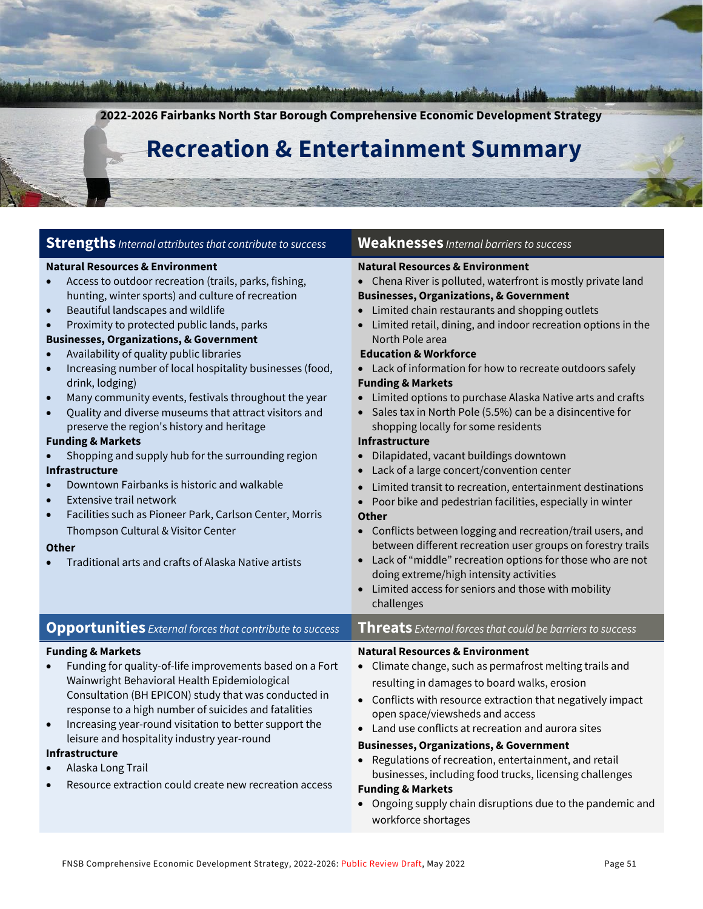2022-2026 Fairbanks North Star Borough Comprehensive Economic Development Strategy

# Recreation & Entertainment Summary

## Strengths *Internal attributes that contribute to success*

**Natural Resources & Environment**

- Access to outdoor recreation (trails, parks, fishing, hunting, winter sports) and culture of recreation
- Beautiful landscapes and wildlife
- Proximity to protected public lands, parks

**Businesses, Organizations, & Government**

- Availability of quality public libraries
- Increasing number of local hospitality businesses (food, drink, lodging)
- Many community events, festivals throughout the year
- Quality and diverse museums that attract visitors and preserve the region's history and heritage

**Funding & Markets**

- Shopping and supply hub for the surrounding region

**Infrastructure**

- Downtown Fairbanks is historic and walkable
- Extensive trail network
- Facilities such as Pioneer Park, Carlson Center, Morris Thompson Cultural & Visitor Center

**Other**

- Traditional arts and crafts of Alaska Native artists

## Weaknesses *Internal barriers to success*

**Natural Resources & Environment**

- Chena River is polluted, waterfront is mostly private land

**Businesses, Organizations, & Government**

- Limited chain restaurants and shopping outlets
- Limited retail, dining, and indoor recreation options in the North Pole area

**Education & Workforce**

- Lack of information for how to recreate outdoors safely

**Funding & Markets**

- Limited options to purchase Alaska Native arts and crafts
- Sales tax in North Pole (5.5%) can be a disincentive for shopping locally for some residents

**Infrastructure**

- Dilapidated, vacant buildings downtown
- Lack of a large concert/convention center
- Limited transit to recreation, entertainment destinations
- Poor bike and pedestrian facilities, especially in winter

**Other**

- Conflicts between logging and recreation/trail users, and between different recreation user groups on forestry trails
- Lack of "middle" recreation options for those who are not doing extreme/high intensity activities
- Limited access for seniors and those with mobility challenges

## Opportunities *External forces that contribute to success*

**Funding & Markets**

- Funding for quality-of-life improvements based on a Fort Wainwright Behavioral Health Epidemiological Consultation (BH EPICON) study that was conducted in response to a high number of suicides and fatalities
- Increasing year-round visitation to better support the leisure and hospitality industry year-round

**Infrastructure**

- Alaska Long Trail
- Resource extraction could create new recreation access

## Threats *External forces that could be barriers to success*

**Natural Resources & Environment**

- Climate change, such as permafrost melting trails and resulting in damages to board walks, erosion
- Conflicts with resource extraction that negatively impact open space/viewsheds and access
- Land use conflicts at recreation and aurora sites

**Businesses, Organizations, & Government**

- Regulations of recreation, entertainment, and retail businesses, including food trucks, licensing challenges

**Funding & Markets**

- Ongoing supply chain disruptions due to the pandemic and workforce shortages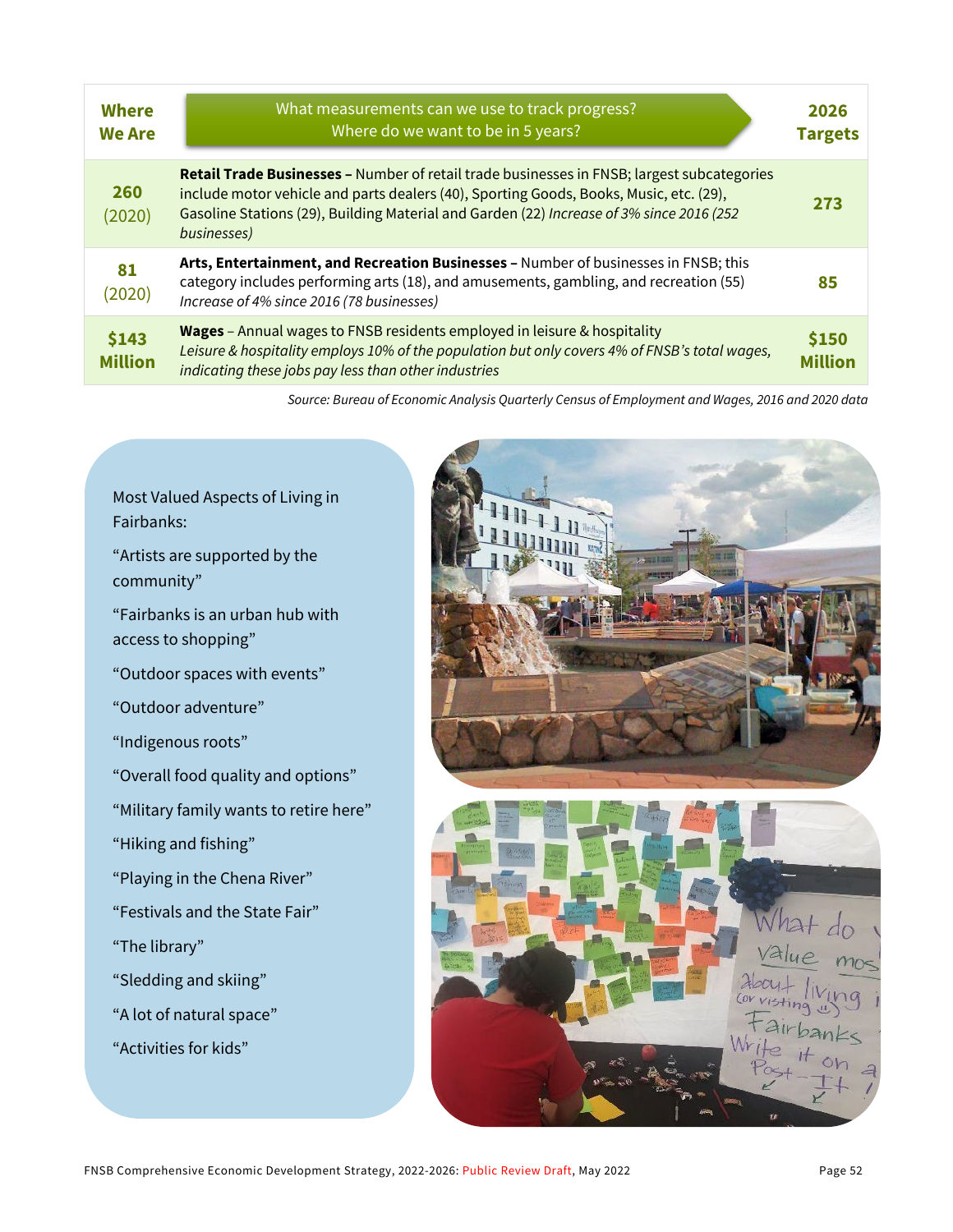| Where We Are | What measurements can we use to track progress? Where do we want to be in 5 years? | 2026 Targets |
|---|---|---|
| **260** (2020) | **Retail Trade Businesses –** Number of retail trade businesses in FNSB; largest subcategories include motor vehicle and parts dealers (40), Sporting Goods, Books, Music, etc. (29), Gasoline Stations (29), Building Material and Garden (22) *Increase of 3% since 2016 (252 businesses)* | **273** |
| **81** (2020) | **Arts, Entertainment, and Recreation Businesses –** Number of businesses in FNSB; this category includes performing arts (18), and amusements, gambling, and recreation (55) *Increase of 4% since 2016 (78 businesses)* | **85** |
| **$143 Million** | **Wages** – Annual wages to FNSB residents employed in leisure & hospitality *Leisure & hospitality employs 10% of the population but only covers 4% of FNSB's total wages, indicating these jobs pay less than other industries* | **$150 Million** |

*Source: Bureau of Economic Analysis Quarterly Census of Employment and Wages, 2016 and 2020 data*

Most Valued Aspects of Living in Fairbanks:

"Artists are supported by the community"

"Fairbanks is an urban hub with access to shopping"

"Outdoor spaces with events"

"Outdoor adventure"

"Indigenous roots"

"Overall food quality and options"

"Military family wants to retire here"

"Hiking and fishing"

"Playing in the Chena River"

"Festivals and the State Fair"

"The library"

"Sledding and skiing"

"A lot of natural space"

"Activities for kids"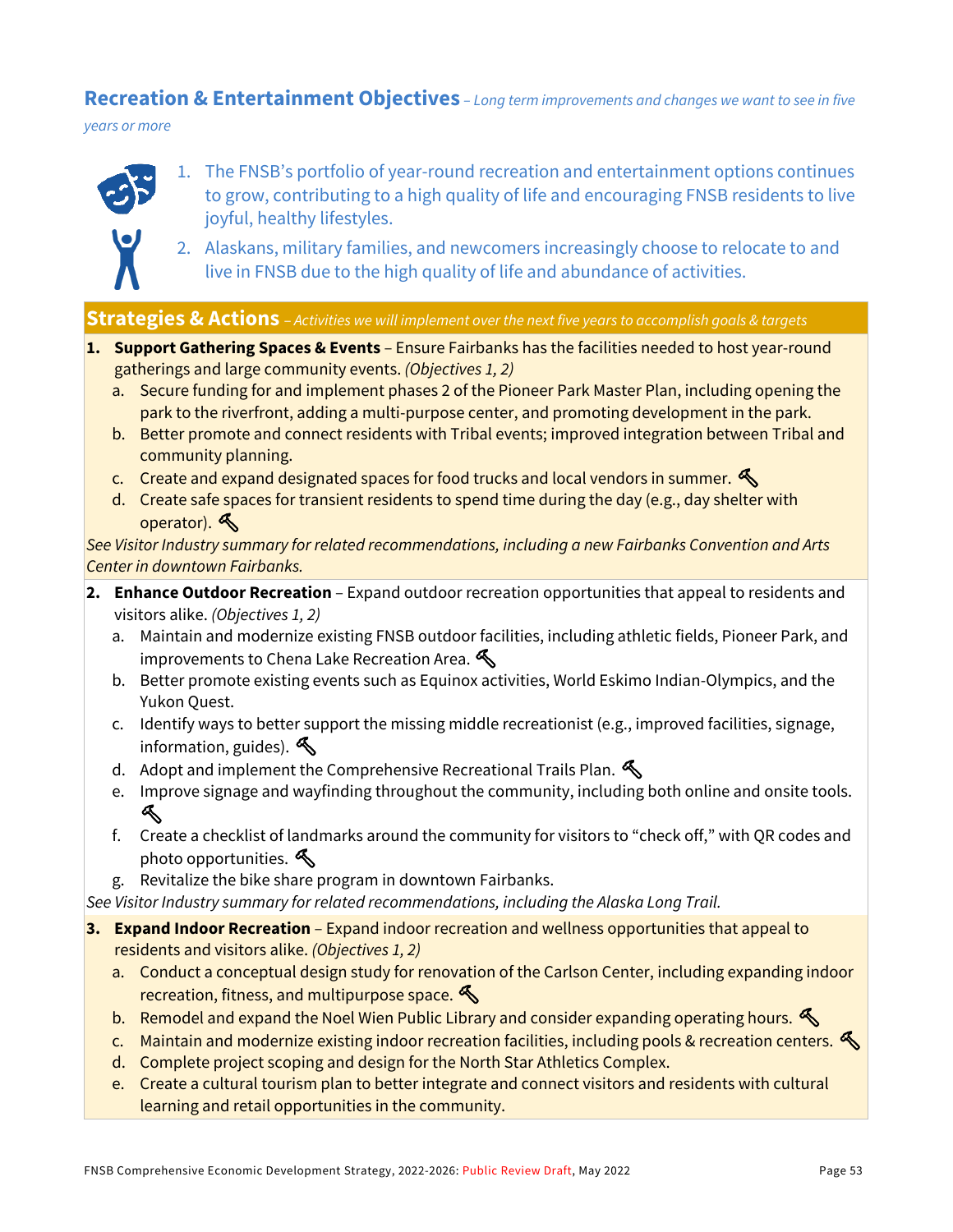## Recreation & Entertainment Objectives – *Long term improvements and changes we want to see in five years or more*

1. The FNSB's portfolio of year-round recreation and entertainment options continues to grow, contributing to a high quality of life and encouraging FNSB residents to live joyful, healthy lifestyles.
2. Alaskans, military families, and newcomers increasingly choose to relocate to and live in FNSB due to the high quality of life and abundance of activities.

## Strategies & Actions – *Activities we will implement over the next five years to accomplish goals & targets*

1. **Support Gathering Spaces & Events** – Ensure Fairbanks has the facilities needed to host year-round gatherings and large community events. *(Objectives 1, 2)*
   a. Secure funding for and implement phases 2 of the Pioneer Park Master Plan, including opening the park to the riverfront, adding a multi-purpose center, and promoting development in the park.
   b. Better promote and connect residents with Tribal events; improved integration between Tribal and community planning.
   c. Create and expand designated spaces for food trucks and local vendors in summer. 🔨
   d. Create safe spaces for transient residents to spend time during the day (e.g., day shelter with operator). 🔨

*See Visitor Industry summary for related recommendations, including a new Fairbanks Convention and Arts Center in downtown Fairbanks.*

2. **Enhance Outdoor Recreation** – Expand outdoor recreation opportunities that appeal to residents and visitors alike. *(Objectives 1, 2)*
   a. Maintain and modernize existing FNSB outdoor facilities, including athletic fields, Pioneer Park, and improvements to Chena Lake Recreation Area. 🔨
   b. Better promote existing events such as Equinox activities, World Eskimo Indian-Olympics, and the Yukon Quest.
   c. Identify ways to better support the missing middle recreationist (e.g., improved facilities, signage, information, guides). 🔨
   d. Adopt and implement the Comprehensive Recreational Trails Plan. 🔨
   e. Improve signage and wayfinding throughout the community, including both online and onsite tools. 🔨
   f. Create a checklist of landmarks around the community for visitors to "check off," with QR codes and photo opportunities. 🔨
   g. Revitalize the bike share program in downtown Fairbanks.

*See Visitor Industry summary for related recommendations, including the Alaska Long Trail.*

3. **Expand Indoor Recreation** – Expand indoor recreation and wellness opportunities that appeal to residents and visitors alike. *(Objectives 1, 2)*
   a. Conduct a conceptual design study for renovation of the Carlson Center, including expanding indoor recreation, fitness, and multipurpose space. 🔨
   b. Remodel and expand the Noel Wien Public Library and consider expanding operating hours. 🔨
   c. Maintain and modernize existing indoor recreation facilities, including pools & recreation centers. 🔨
   d. Complete project scoping and design for the North Star Athletics Complex.
   e. Create a cultural tourism plan to better integrate and connect visitors and residents with cultural learning and retail opportunities in the community.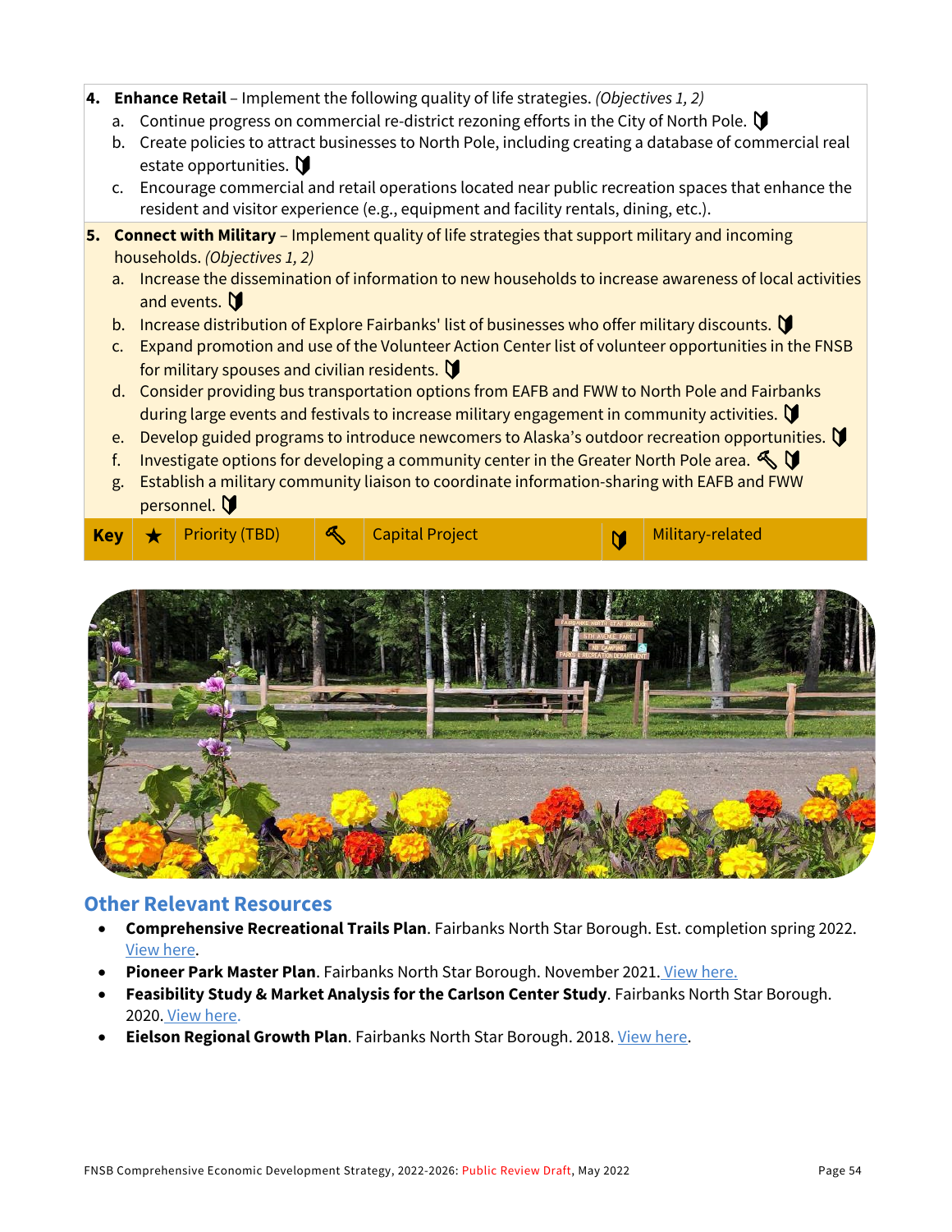4. **Enhance Retail** – Implement the following quality of life strategies. *(Objectives 1, 2)*
   a. Continue progress on commercial re-district rezoning efforts in the City of North Pole. 🛡
   b. Create policies to attract businesses to North Pole, including creating a database of commercial real estate opportunities. 🛡
   c. Encourage commercial and retail operations located near public recreation spaces that enhance the resident and visitor experience (e.g., equipment and facility rentals, dining, etc.).

5. **Connect with Military** – Implement quality of life strategies that support military and incoming households. *(Objectives 1, 2)*
   a. Increase the dissemination of information to new households to increase awareness of local activities and events. 🛡
   b. Increase distribution of Explore Fairbanks' list of businesses who offer military discounts. 🛡
   c. Expand promotion and use of the Volunteer Action Center list of volunteer opportunities in the FNSB for military spouses and civilian residents. 🛡
   d. Consider providing bus transportation options from EAFB and FWW to North Pole and Fairbanks during large events and festivals to increase military engagement in community activities. 🛡
   e. Develop guided programs to introduce newcomers to Alaska's outdoor recreation opportunities. 🛡
   f. Investigate options for developing a community center in the Greater North Pole area. 🔨 🛡
   g. Establish a military community liaison to coordinate information-sharing with EAFB and FWW personnel. 🛡

| Key | ★ | Priority (TBD) | 🔨 | Capital Project | 🛡 | Military-related |
|---|---|---|---|---|---|---|

## Other Relevant Resources

- **Comprehensive Recreational Trails Plan**. Fairbanks North Star Borough. Est. completion spring 2022. View here.
- **Pioneer Park Master Plan**. Fairbanks North Star Borough. November 2021. View here.
- **Feasibility Study & Market Analysis for the Carlson Center Study**. Fairbanks North Star Borough. 2020. View here.
- **Eielson Regional Growth Plan**. Fairbanks North Star Borough. 2018. View here.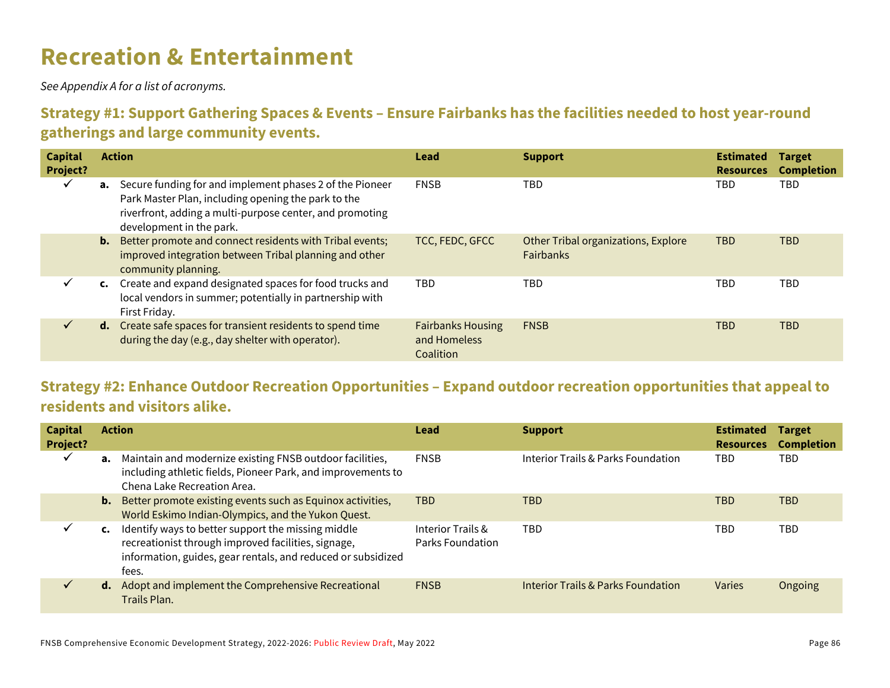# Recreation & Entertainment

*See Appendix A for a list of acronyms.*

## Strategy #1: Support Gathering Spaces & Events – Ensure Fairbanks has the facilities needed to host year-round gatherings and large community events.

| Capital Project? | Action | Lead | Support | Estimated Resources | Target Completion |
|---|---|---|---|---|---|
| ✓ | **a.** Secure funding for and implement phases 2 of the Pioneer Park Master Plan, including opening the park to the riverfront, adding a multi-purpose center, and promoting development in the park. | FNSB | TBD | TBD | TBD |
| | **b.** Better promote and connect residents with Tribal events; improved integration between Tribal planning and other community planning. | TCC, FEDC, GFCC | Other Tribal organizations, Explore Fairbanks | TBD | TBD |
| ✓ | **c.** Create and expand designated spaces for food trucks and local vendors in summer; potentially in partnership with First Friday. | TBD | TBD | TBD | TBD |
| ✓ | **d.** Create safe spaces for transient residents to spend time during the day (e.g., day shelter with operator). | Fairbanks Housing and Homeless Coalition | FNSB | TBD | TBD |

## Strategy #2: Enhance Outdoor Recreation Opportunities – Expand outdoor recreation opportunities that appeal to residents and visitors alike.

| Capital Project? | Action | Lead | Support | Estimated Resources | Target Completion |
|---|---|---|---|---|---|
| ✓ | **a.** Maintain and modernize existing FNSB outdoor facilities, including athletic fields, Pioneer Park, and improvements to Chena Lake Recreation Area. | FNSB | Interior Trails & Parks Foundation | TBD | TBD |
| | **b.** Better promote existing events such as Equinox activities, World Eskimo Indian-Olympics, and the Yukon Quest. | TBD | TBD | TBD | TBD |
| ✓ | **c.** Identify ways to better support the missing middle recreationist through improved facilities, signage, information, guides, gear rentals, and reduced or subsidized fees. | Interior Trails & Parks Foundation | TBD | TBD | TBD |
| ✓ | **d.** Adopt and implement the Comprehensive Recreational Trails Plan. | FNSB | Interior Trails & Parks Foundation | Varies | Ongoing |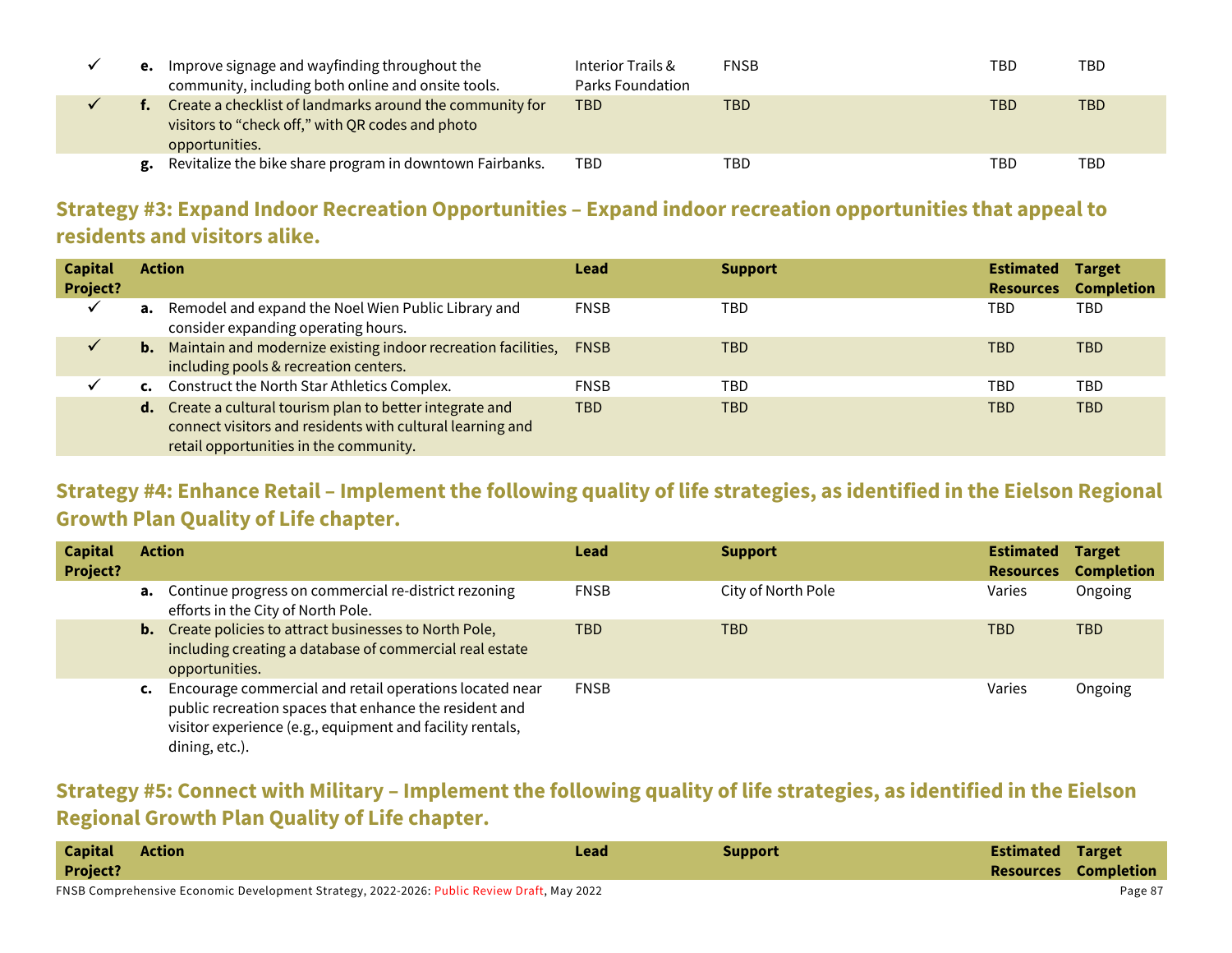| Capital Project? | Action | Lead | Support | Estimated Resources | Target Completion |
|---|---|---|---|---|---|
| ✓ | **e.** Improve signage and wayfinding throughout the community, including both online and onsite tools. | Interior Trails & Parks Foundation | FNSB | TBD | TBD |
| ✓ | **f.** Create a checklist of landmarks around the community for visitors to "check off," with QR codes and photo opportunities. | TBD | TBD | TBD | TBD |
| | **g.** Revitalize the bike share program in downtown Fairbanks. | TBD | TBD | TBD | TBD |

## Strategy #3: Expand Indoor Recreation Opportunities – Expand indoor recreation opportunities that appeal to residents and visitors alike.

| Capital Project? | Action | Lead | Support | Estimated Resources | Target Completion |
|---|---|---|---|---|---|
| ✓ | **a.** Remodel and expand the Noel Wien Public Library and consider expanding operating hours. | FNSB | TBD | TBD | TBD |
| ✓ | **b.** Maintain and modernize existing indoor recreation facilities, including pools & recreation centers. | FNSB | TBD | TBD | TBD |
| ✓ | **c.** Construct the North Star Athletics Complex. | FNSB | TBD | TBD | TBD |
| | **d.** Create a cultural tourism plan to better integrate and connect visitors and residents with cultural learning and retail opportunities in the community. | TBD | TBD | TBD | TBD |

## Strategy #4: Enhance Retail – Implement the following quality of life strategies, as identified in the Eielson Regional Growth Plan Quality of Life chapter.

| Capital Project? | Action | Lead | Support | Estimated Resources | Target Completion |
|---|---|---|---|---|---|
| | **a.** Continue progress on commercial re-district rezoning efforts in the City of North Pole. | FNSB | City of North Pole | Varies | Ongoing |
| | **b.** Create policies to attract businesses to North Pole, including creating a database of commercial real estate opportunities. | TBD | TBD | TBD | TBD |
| | **c.** Encourage commercial and retail operations located near public recreation spaces that enhance the resident and visitor experience (e.g., equipment and facility rentals, dining, etc.). | FNSB | | Varies | Ongoing |

## Strategy #5: Connect with Military – Implement the following quality of life strategies, as identified in the Eielson Regional Growth Plan Quality of Life chapter.

| Capital Project? | Action | Lead | Support | Estimated Resources | Target Completion |
|---|---|---|---|---|---|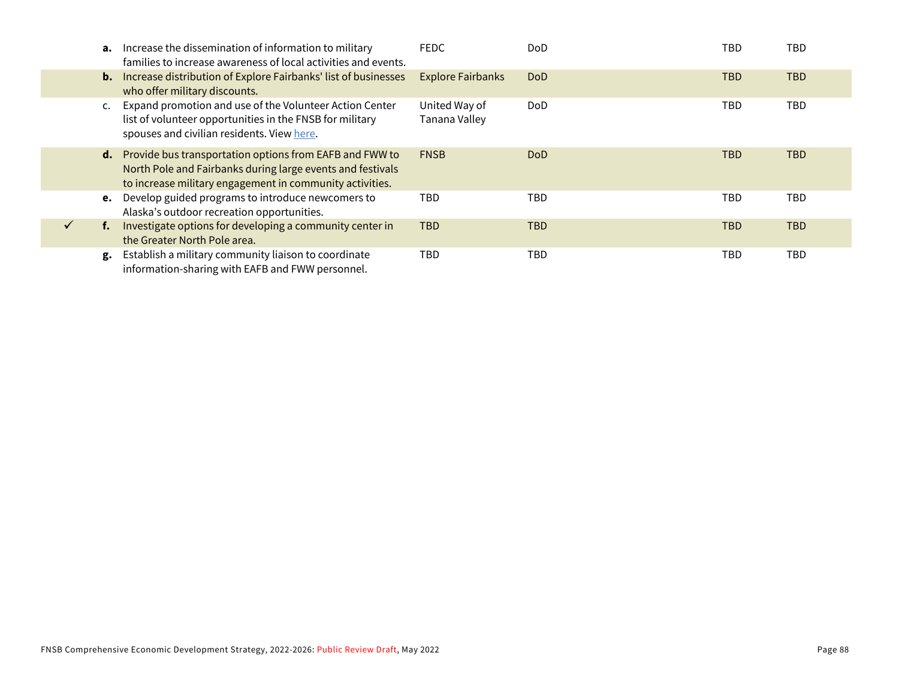| | | | | | | |
|---|---|---|---|---|---|---|
| | **a.** | Increase the dissemination of information to military families to increase awareness of local activities and events. | FEDC | DoD | TBD | TBD |
| | **b.** | Increase distribution of Explore Fairbanks' list of businesses who offer military discounts. | Explore Fairbanks | DoD | TBD | TBD |
| | c. | Expand promotion and use of the Volunteer Action Center list of volunteer opportunities in the FNSB for military spouses and civilian residents. View [here](). | United Way of Tanana Valley | DoD | TBD | TBD |
| | **d.** | Provide bus transportation options from EAFB and FWW to North Pole and Fairbanks during large events and festivals to increase military engagement in community activities. | FNSB | DoD | TBD | TBD |
| | **e.** | Develop guided programs to introduce newcomers to Alaska's outdoor recreation opportunities. | TBD | TBD | TBD | TBD |
| ✓ | **f.** | Investigate options for developing a community center in the Greater North Pole area. | TBD | TBD | TBD | TBD |
| | **g.** | Establish a military community liaison to coordinate information-sharing with EAFB and FWW personnel. | TBD | TBD | TBD | TBD |